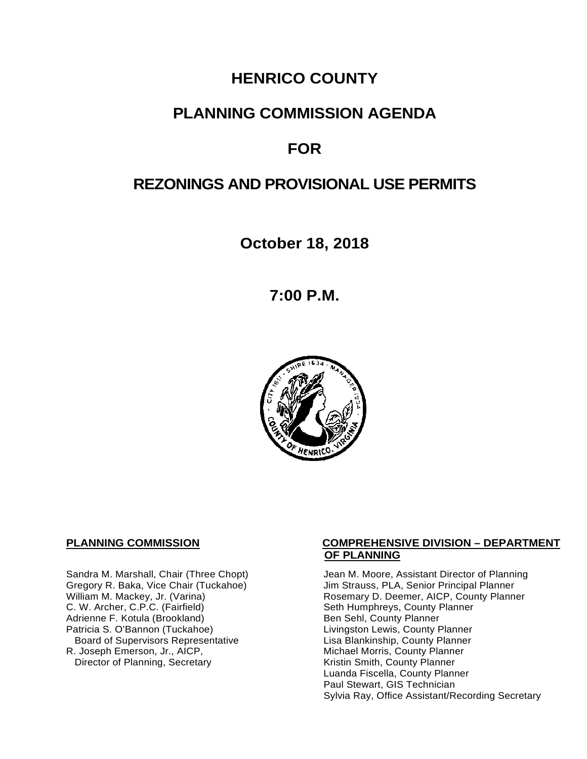# HENRICO COUNTY

# PLANNING COMMISSION AGENDA

# FOR

# REZONINGS AND PROVISIONAL USE PERMITS

**October 18, 2018**

**7:00 P.M.**

**PLANNING COMMISSION**

Sandra M. Marshall, Chair (Three Chopt)
Gregory R. Baka, Vice Chair (Tuckahoe)
William M. Mackey, Jr. (Varina)
C. W. Archer, C.P.C. (Fairfield)
Adrienne F. Kotula (Brookland)
Patricia S. O'Bannon (Tuckahoe)
Board of Supervisors Representative
R. Joseph Emerson, Jr., AICP,
Director of Planning, Secretary

**COMPREHENSIVE DIVISION – DEPARTMENT OF PLANNING**

Jean M. Moore, Assistant Director of Planning
Jim Strauss, PLA, Senior Principal Planner
Rosemary D. Deemer, AICP, County Planner
Seth Humphreys, County Planner
Ben Sehl, County Planner
Livingston Lewis, County Planner
Lisa Blankinship, County Planner
Michael Morris, County Planner
Kristin Smith, County Planner
Luanda Fiscella, County Planner
Paul Stewart, GIS Technician
Sylvia Ray, Office Assistant/Recording Secretary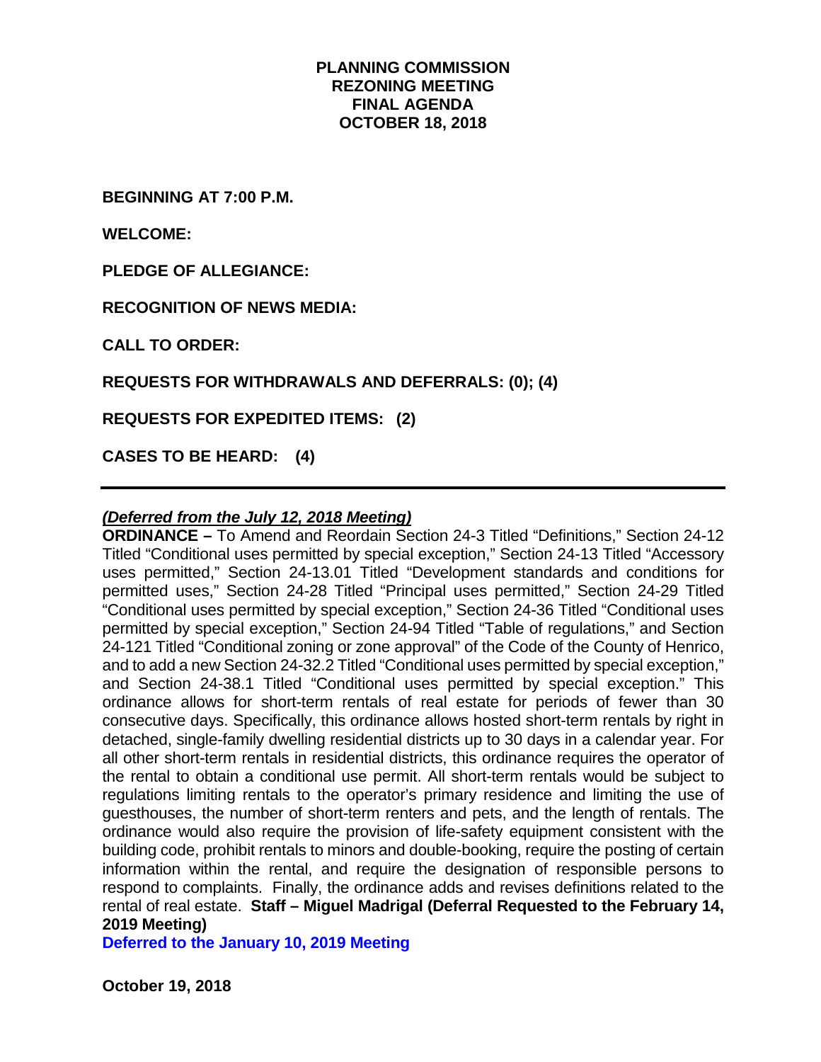# PLANNING COMMISSION
# REZONING MEETING
# FINAL AGENDA
# OCTOBER 18, 2018

**BEGINNING AT 7:00 P.M.**

**WELCOME:**

**PLEDGE OF ALLEGIANCE:**

**RECOGNITION OF NEWS MEDIA:**

**CALL TO ORDER:**

**REQUESTS FOR WITHDRAWALS AND DEFERRALS: (0); (4)**

**REQUESTS FOR EXPEDITED ITEMS: (2)**

**CASES TO BE HEARD: (4)**

---

***(Deferred from the July 12, 2018 Meeting)***

**ORDINANCE –** To Amend and Reordain Section 24-3 Titled "Definitions," Section 24-12 Titled "Conditional uses permitted by special exception," Section 24-13 Titled "Accessory uses permitted," Section 24-13.01 Titled "Development standards and conditions for permitted uses," Section 24-28 Titled "Principal uses permitted," Section 24-29 Titled "Conditional uses permitted by special exception," Section 24-36 Titled "Conditional uses permitted by special exception," Section 24-94 Titled "Table of regulations," and Section 24-121 Titled "Conditional zoning or zone approval" of the Code of the County of Henrico, and to add a new Section 24-32.2 Titled "Conditional uses permitted by special exception," and Section 24-38.1 Titled "Conditional uses permitted by special exception." This ordinance allows for short-term rentals of real estate for periods of fewer than 30 consecutive days. Specifically, this ordinance allows hosted short-term rentals by right in detached, single-family dwelling residential districts up to 30 days in a calendar year. For all other short-term rentals in residential districts, this ordinance requires the operator of the rental to obtain a conditional use permit. All short-term rentals would be subject to regulations limiting rentals to the operator's primary residence and limiting the use of guesthouses, the number of short-term renters and pets, and the length of rentals. The ordinance would also require the provision of life-safety equipment consistent with the building code, prohibit rentals to minors and double-booking, require the posting of certain information within the rental, and require the designation of responsible persons to respond to complaints. Finally, the ordinance adds and revises definitions related to the rental of real estate. **Staff – Miguel Madrigal (Deferral Requested to the February 14, 2019 Meeting)**

**Deferred to the January 10, 2019 Meeting**

**October 19, 2018**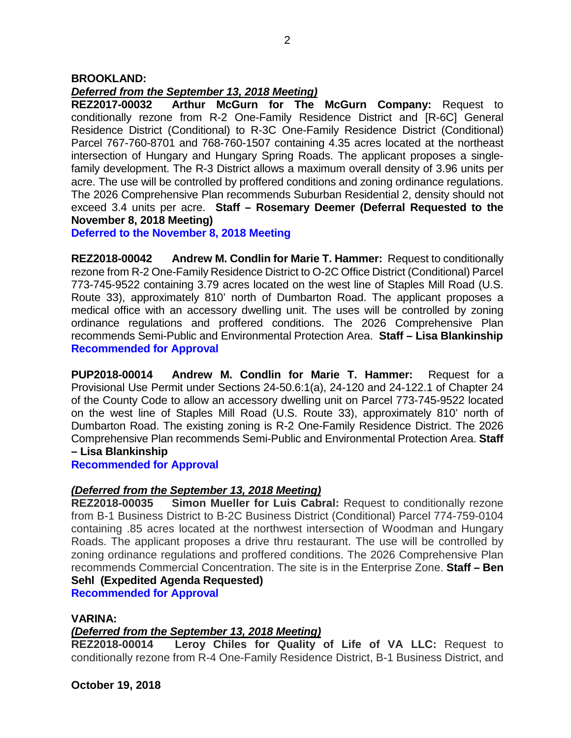**BROOKLAND:**

***Deferred from the September 13, 2018 Meeting)***

**REZ2017-00032 Arthur McGurn for The McGurn Company:** Request to conditionally rezone from R-2 One-Family Residence District and [R-6C] General Residence District (Conditional) to R-3C One-Family Residence District (Conditional) Parcel 767-760-8701 and 768-760-1507 containing 4.35 acres located at the northeast intersection of Hungary and Hungary Spring Roads. The applicant proposes a single-family development. The R-3 District allows a maximum overall density of 3.96 units per acre. The use will be controlled by proffered conditions and zoning ordinance regulations. The 2026 Comprehensive Plan recommends Suburban Residential 2, density should not exceed 3.4 units per acre. **Staff – Rosemary Deemer (Deferral Requested to the November 8, 2018 Meeting)**

**Deferred to the November 8, 2018 Meeting**

**REZ2018-00042 Andrew M. Condlin for Marie T. Hammer:** Request to conditionally rezone from R-2 One-Family Residence District to O-2C Office District (Conditional) Parcel 773-745-9522 containing 3.79 acres located on the west line of Staples Mill Road (U.S. Route 33), approximately 810' north of Dumbarton Road. The applicant proposes a medical office with an accessory dwelling unit. The uses will be controlled by zoning ordinance regulations and proffered conditions. The 2026 Comprehensive Plan recommends Semi-Public and Environmental Protection Area. **Staff – Lisa Blankinship**

**Recommended for Approval**

**PUP2018-00014 Andrew M. Condlin for Marie T. Hammer:** Request for a Provisional Use Permit under Sections 24-50.6:1(a), 24-120 and 24-122.1 of Chapter 24 of the County Code to allow an accessory dwelling unit on Parcel 773-745-9522 located on the west line of Staples Mill Road (U.S. Route 33), approximately 810' north of Dumbarton Road. The existing zoning is R-2 One-Family Residence District. The 2026 Comprehensive Plan recommends Semi-Public and Environmental Protection Area. **Staff – Lisa Blankinship**

**Recommended for Approval**

***(Deferred from the September 13, 2018 Meeting)***

**REZ2018-00035 Simon Mueller for Luis Cabral:** Request to conditionally rezone from B-1 Business District to B-2C Business District (Conditional) Parcel 774-759-0104 containing .85 acres located at the northwest intersection of Woodman and Hungary Roads. The applicant proposes a drive thru restaurant. The use will be controlled by zoning ordinance regulations and proffered conditions. The 2026 Comprehensive Plan recommends Commercial Concentration. The site is in the Enterprise Zone. **Staff – Ben Sehl (Expedited Agenda Requested)**

**Recommended for Approval**

**VARINA:**

***(Deferred from the September 13, 2018 Meeting)***

**REZ2018-00014 Leroy Chiles for Quality of Life of VA LLC:** Request to conditionally rezone from R-4 One-Family Residence District, B-1 Business District, and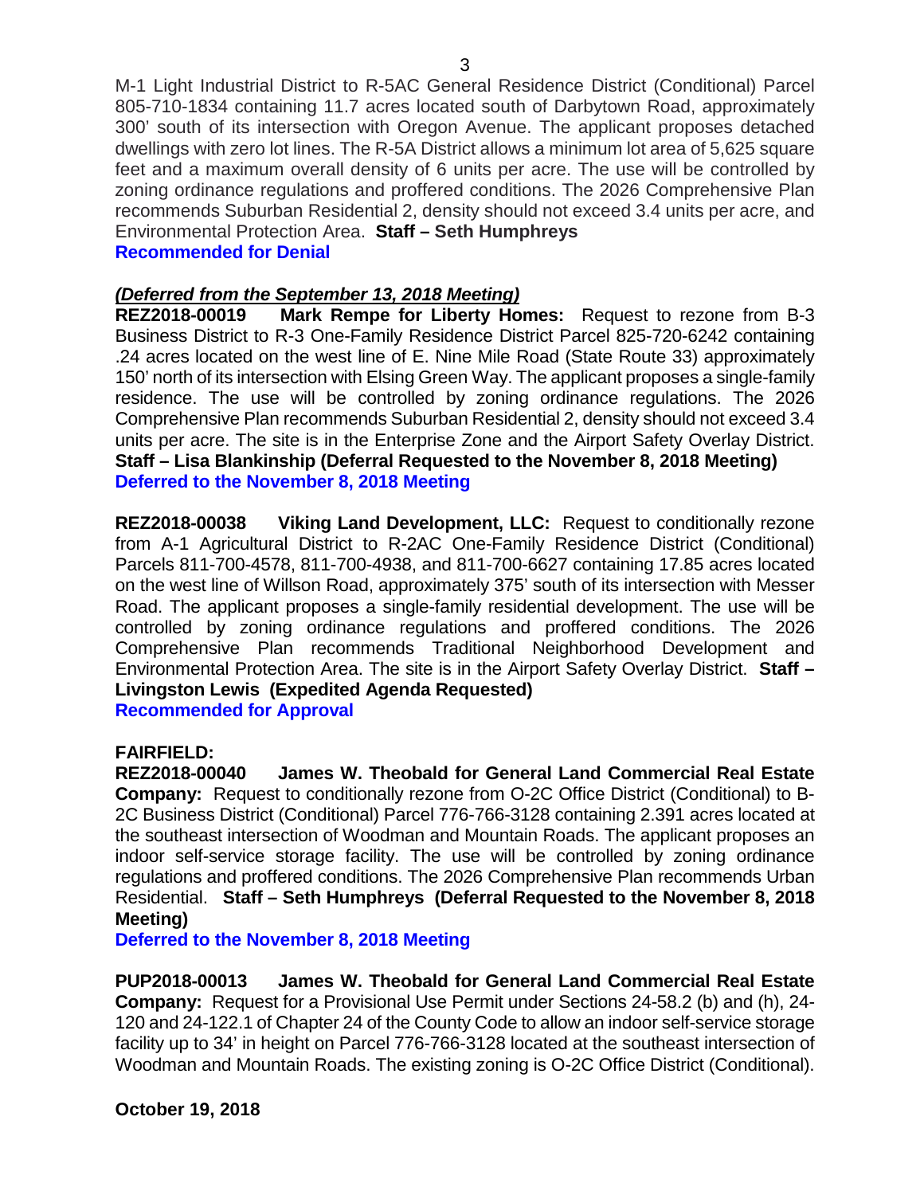M-1 Light Industrial District to R-5AC General Residence District (Conditional) Parcel 805-710-1834 containing 11.7 acres located south of Darbytown Road, approximately 300' south of its intersection with Oregon Avenue. The applicant proposes detached dwellings with zero lot lines. The R-5A District allows a minimum lot area of 5,625 square feet and a maximum overall density of 6 units per acre. The use will be controlled by zoning ordinance regulations and proffered conditions. The 2026 Comprehensive Plan recommends Suburban Residential 2, density should not exceed 3.4 units per acre, and Environmental Protection Area. **Staff – Seth Humphreys**
**Recommended for Denial**

***(Deferred from the September 13, 2018 Meeting)***
**REZ2018-00019 Mark Rempe for Liberty Homes:** Request to rezone from B-3 Business District to R-3 One-Family Residence District Parcel 825-720-6242 containing .24 acres located on the west line of E. Nine Mile Road (State Route 33) approximately 150' north of its intersection with Elsing Green Way. The applicant proposes a single-family residence. The use will be controlled by zoning ordinance regulations. The 2026 Comprehensive Plan recommends Suburban Residential 2, density should not exceed 3.4 units per acre. The site is in the Enterprise Zone and the Airport Safety Overlay District. **Staff – Lisa Blankinship (Deferral Requested to the November 8, 2018 Meeting)**
**Deferred to the November 8, 2018 Meeting**

**REZ2018-00038 Viking Land Development, LLC:** Request to conditionally rezone from A-1 Agricultural District to R-2AC One-Family Residence District (Conditional) Parcels 811-700-4578, 811-700-4938, and 811-700-6627 containing 17.85 acres located on the west line of Willson Road, approximately 375' south of its intersection with Messer Road. The applicant proposes a single-family residential development. The use will be controlled by zoning ordinance regulations and proffered conditions. The 2026 Comprehensive Plan recommends Traditional Neighborhood Development and Environmental Protection Area. The site is in the Airport Safety Overlay District. **Staff – Livingston Lewis (Expedited Agenda Requested)**
**Recommended for Approval**

**FAIRFIELD:**
**REZ2018-00040 James W. Theobald for General Land Commercial Real Estate Company:** Request to conditionally rezone from O-2C Office District (Conditional) to B-2C Business District (Conditional) Parcel 776-766-3128 containing 2.391 acres located at the southeast intersection of Woodman and Mountain Roads. The applicant proposes an indoor self-service storage facility. The use will be controlled by zoning ordinance regulations and proffered conditions. The 2026 Comprehensive Plan recommends Urban Residential. **Staff – Seth Humphreys (Deferral Requested to the November 8, 2018 Meeting)**
**Deferred to the November 8, 2018 Meeting**

**PUP2018-00013 James W. Theobald for General Land Commercial Real Estate Company:** Request for a Provisional Use Permit under Sections 24-58.2 (b) and (h), 24-120 and 24-122.1 of Chapter 24 of the County Code to allow an indoor self-service storage facility up to 34' in height on Parcel 776-766-3128 located at the southeast intersection of Woodman and Mountain Roads. The existing zoning is O-2C Office District (Conditional).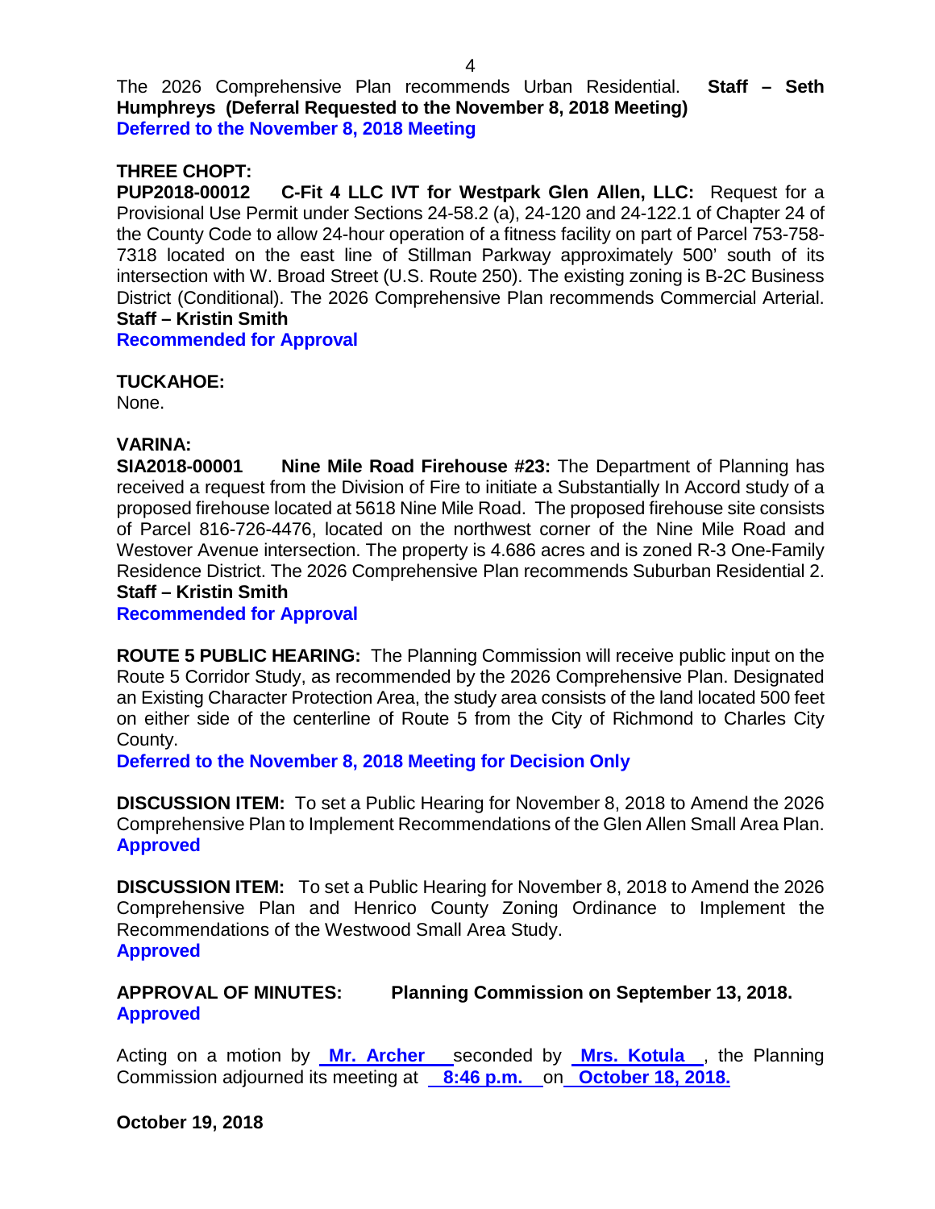The 2026 Comprehensive Plan recommends Urban Residential. **Staff – Seth Humphreys (Deferral Requested to the November 8, 2018 Meeting)**
**Deferred to the November 8, 2018 Meeting**

**THREE CHOPT:**
**PUP2018-00012 C-Fit 4 LLC IVT for Westpark Glen Allen, LLC:** Request for a Provisional Use Permit under Sections 24-58.2 (a), 24-120 and 24-122.1 of Chapter 24 of the County Code to allow 24-hour operation of a fitness facility on part of Parcel 753-758-7318 located on the east line of Stillman Parkway approximately 500' south of its intersection with W. Broad Street (U.S. Route 250). The existing zoning is B-2C Business District (Conditional). The 2026 Comprehensive Plan recommends Commercial Arterial. **Staff – Kristin Smith**
**Recommended for Approval**

**TUCKAHOE:**
None.

**VARINA:**
**SIA2018-00001 Nine Mile Road Firehouse #23:** The Department of Planning has received a request from the Division of Fire to initiate a Substantially In Accord study of a proposed firehouse located at 5618 Nine Mile Road. The proposed firehouse site consists of Parcel 816-726-4476, located on the northwest corner of the Nine Mile Road and Westover Avenue intersection. The property is 4.686 acres and is zoned R-3 One-Family Residence District. The 2026 Comprehensive Plan recommends Suburban Residential 2. **Staff – Kristin Smith**
**Recommended for Approval**

**ROUTE 5 PUBLIC HEARING:** The Planning Commission will receive public input on the Route 5 Corridor Study, as recommended by the 2026 Comprehensive Plan. Designated an Existing Character Protection Area, the study area consists of the land located 500 feet on either side of the centerline of Route 5 from the City of Richmond to Charles City County.
**Deferred to the November 8, 2018 Meeting for Decision Only**

**DISCUSSION ITEM:** To set a Public Hearing for November 8, 2018 to Amend the 2026 Comprehensive Plan to Implement Recommendations of the Glen Allen Small Area Plan.
**Approved**

**DISCUSSION ITEM:** To set a Public Hearing for November 8, 2018 to Amend the 2026 Comprehensive Plan and Henrico County Zoning Ordinance to Implement the Recommendations of the Westwood Small Area Study.
**Approved**

**APPROVAL OF MINUTES: Planning Commission on September 13, 2018.**
**Approved**

Acting on a motion by **Mr. Archer** seconded by **Mrs. Kotula**, the Planning Commission adjourned its meeting at **8:46 p.m.** on **October 18, 2018.**

**October 19, 2018**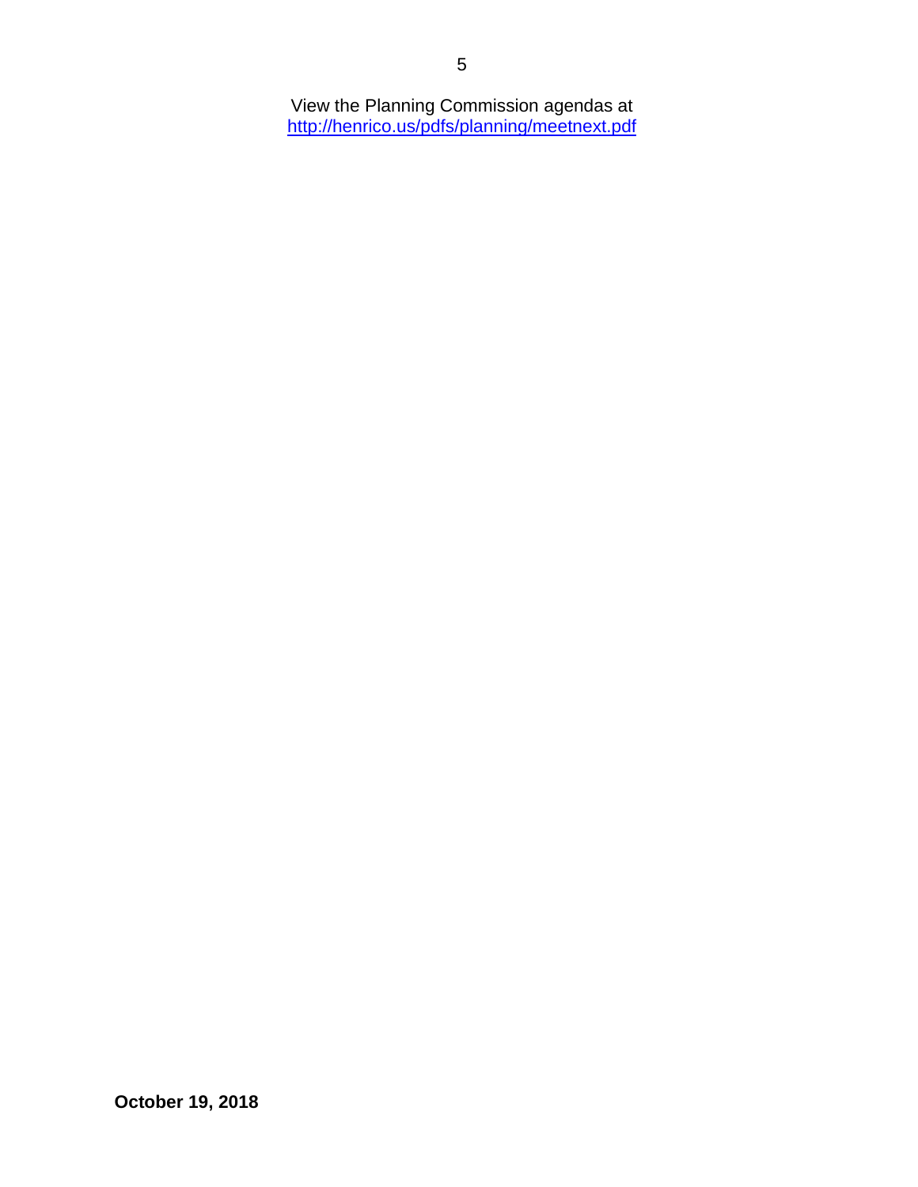View the Planning Commission agendas at
[http://henrico.us/pdfs/planning/meetnext.pdf](http://henrico.us/pdfs/planning/meetnext.pdf)

**October 19, 2018**